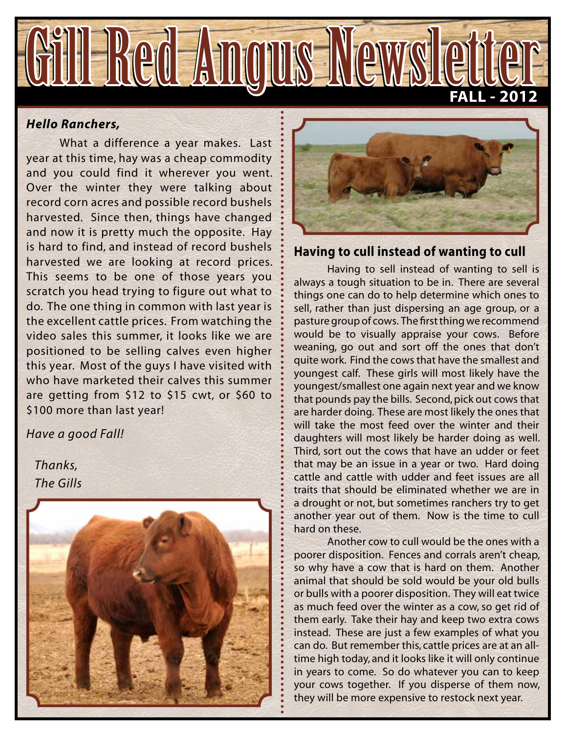# Gill Red Angus Newsletter

**FALL - 2012**

***Hello Ranchers,***

What a difference a year makes. Last year at this time, hay was a cheap commodity and you could find it wherever you went. Over the winter they were talking about record corn acres and possible record bushels harvested. Since then, things have changed and now it is pretty much the opposite. Hay is hard to find, and instead of record bushels harvested we are looking at record prices. This seems to be one of those years you scratch you head trying to figure out what to do. The one thing in common with last year is the excellent cattle prices. From watching the video sales this summer, it looks like we are positioned to be selling calves even higher this year. Most of the guys I have visited with who have marketed their calves this summer are getting from $12 to $15 cwt, or $60 to $100 more than last year!

*Have a good Fall!*

*Thanks,*
*The Gills*

## Having to cull instead of wanting to cull

Having to sell instead of wanting to sell is always a tough situation to be in. There are several things one can do to help determine which ones to sell, rather than just dispersing an age group, or a pasture group of cows. The first thing we recommend would be to visually appraise your cows. Before weaning, go out and sort off the ones that don't quite work. Find the cows that have the smallest and youngest calf. These girls will most likely have the youngest/smallest one again next year and we know that pounds pay the bills. Second, pick out cows that are harder doing. These are most likely the ones that will take the most feed over the winter and their daughters will most likely be harder doing as well. Third, sort out the cows that have an udder or feet that may be an issue in a year or two. Hard doing cattle and cattle with udder and feet issues are all traits that should be eliminated whether we are in a drought or not, but sometimes ranchers try to get another year out of them. Now is the time to cull hard on these.

Another cow to cull would be the ones with a poorer disposition. Fences and corrals aren't cheap, so why have a cow that is hard on them. Another animal that should be sold would be your old bulls or bulls with a poorer disposition. They will eat twice as much feed over the winter as a cow, so get rid of them early. Take their hay and keep two extra cows instead. These are just a few examples of what you can do. But remember this, cattle prices are at an all-time high today, and it looks like it will only continue in years to come. So do whatever you can to keep your cows together. If you disperse of them now, they will be more expensive to restock next year.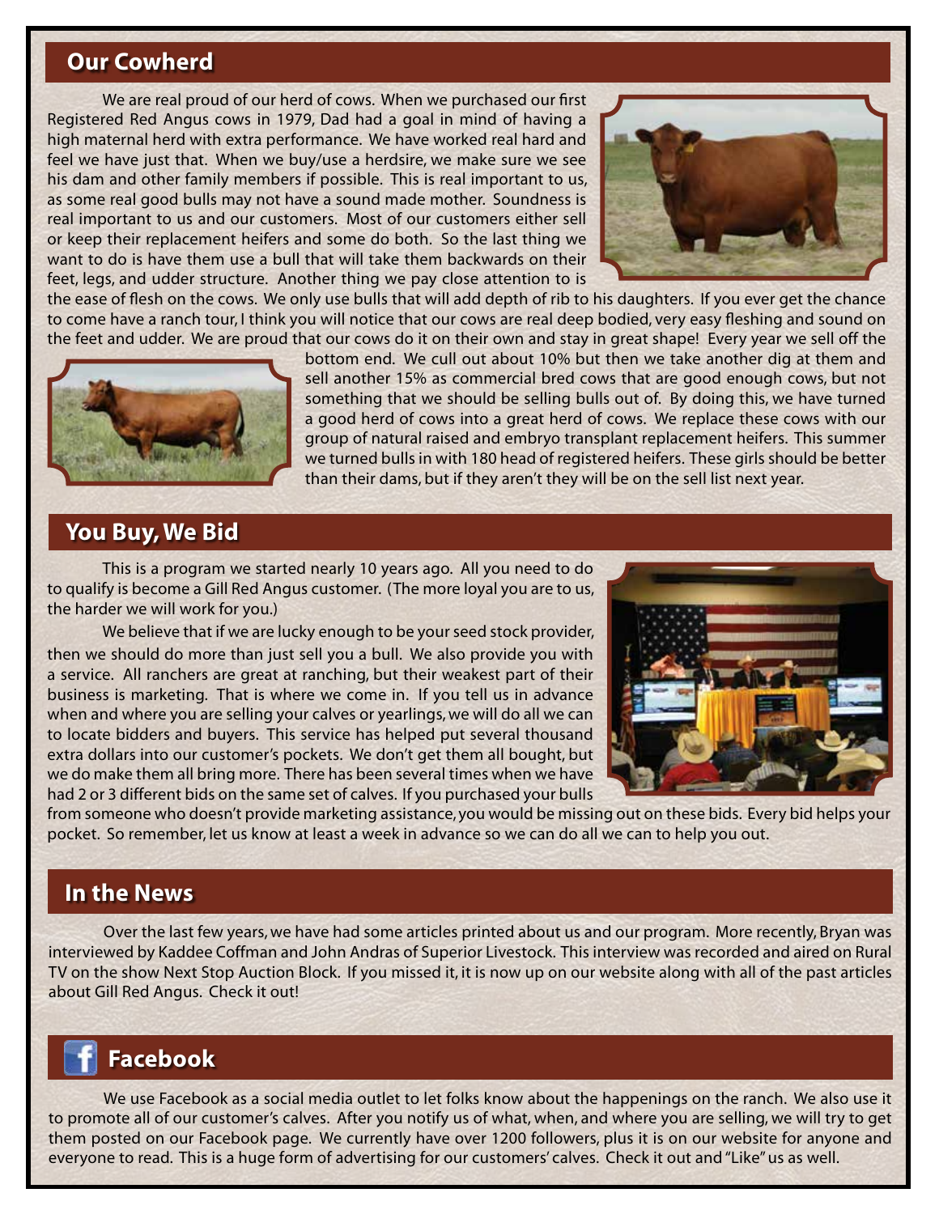## Our Cowherd

We are real proud of our herd of cows. When we purchased our first Registered Red Angus cows in 1979, Dad had a goal in mind of having a high maternal herd with extra performance. We have worked real hard and feel we have just that. When we buy/use a herdsire, we make sure we see his dam and other family members if possible. This is real important to us, as some real good bulls may not have a sound made mother. Soundness is real important to us and our customers. Most of our customers either sell or keep their replacement heifers and some do both. So the last thing we want to do is have them use a bull that will take them backwards on their feet, legs, and udder structure. Another thing we pay close attention to is the ease of flesh on the cows. We only use bulls that will add depth of rib to his daughters. If you ever get the chance to come have a ranch tour, I think you will notice that our cows are real deep bodied, very easy fleshing and sound on the feet and udder. We are proud that our cows do it on their own and stay in great shape! Every year we sell off the bottom end. We cull out about 10% but then we take another dig at them and sell another 15% as commercial bred cows that are good enough cows, but not something that we should be selling bulls out of. By doing this, we have turned a good herd of cows into a great herd of cows. We replace these cows with our group of natural raised and embryo transplant replacement heifers. This summer we turned bulls in with 180 head of registered heifers. These girls should be better than their dams, but if they aren't they will be on the sell list next year.

## You Buy, We Bid

This is a program we started nearly 10 years ago. All you need to do to qualify is become a Gill Red Angus customer. (The more loyal you are to us, the harder we will work for you.)

We believe that if we are lucky enough to be your seed stock provider, then we should do more than just sell you a bull. We also provide you with a service. All ranchers are great at ranching, but their weakest part of their business is marketing. That is where we come in. If you tell us in advance when and where you are selling your calves or yearlings, we will do all we can to locate bidders and buyers. This service has helped put several thousand extra dollars into our customer's pockets. We don't get them all bought, but we do make them all bring more. There has been several times when we have had 2 or 3 different bids on the same set of calves. If you purchased your bulls from someone who doesn't provide marketing assistance, you would be missing out on these bids. Every bid helps your pocket. So remember, let us know at least a week in advance so we can do all we can to help you out.

## In the News

Over the last few years, we have had some articles printed about us and our program. More recently, Bryan was interviewed by Kaddee Coffman and John Andras of Superior Livestock. This interview was recorded and aired on Rural TV on the show Next Stop Auction Block. If you missed it, it is now up on our website along with all of the past articles about Gill Red Angus. Check it out!

## Facebook

We use Facebook as a social media outlet to let folks know about the happenings on the ranch. We also use it to promote all of our customer's calves. After you notify us of what, when, and where you are selling, we will try to get them posted on our Facebook page. We currently have over 1200 followers, plus it is on our website for anyone and everyone to read. This is a huge form of advertising for our customers' calves. Check it out and "Like" us as well.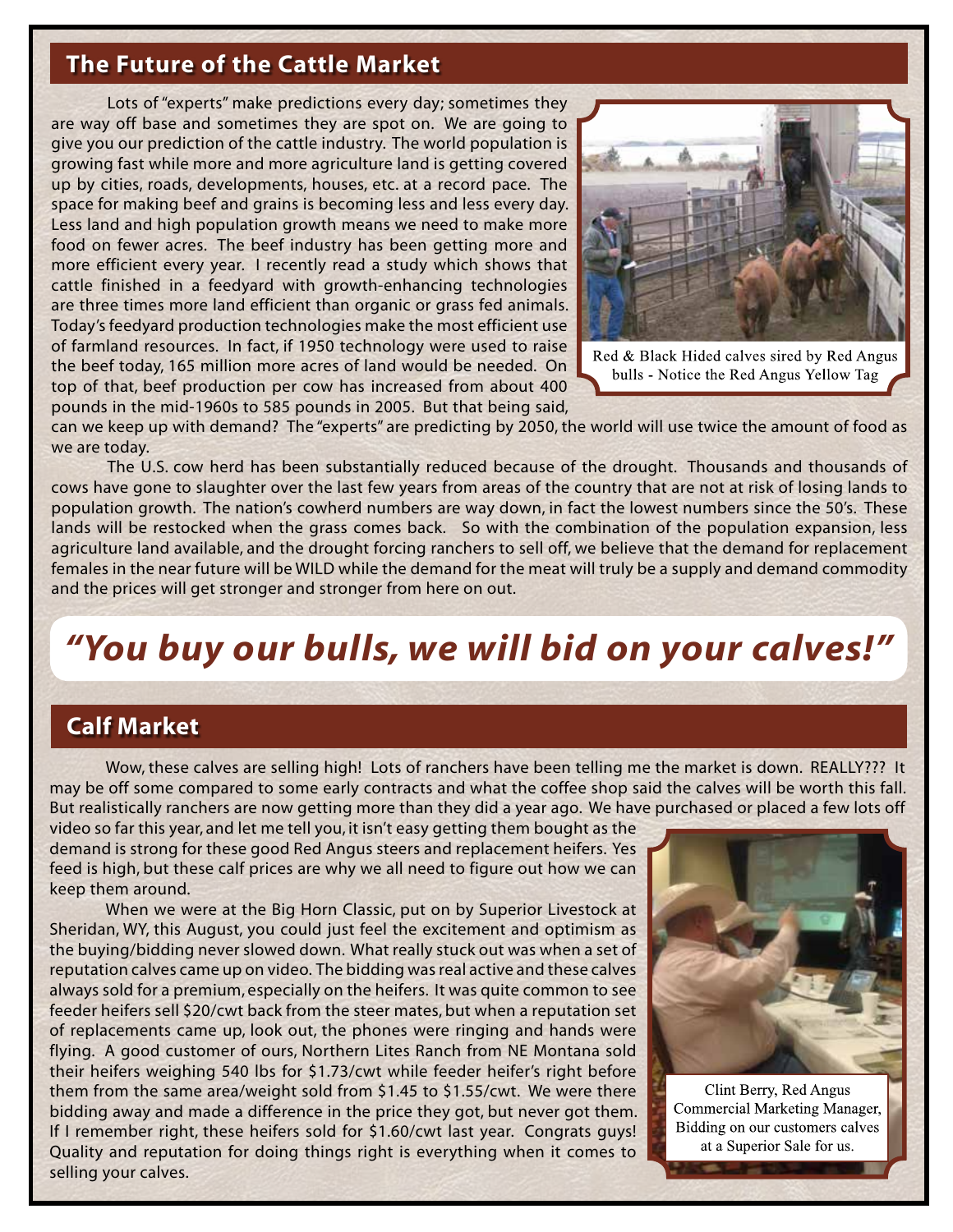## The Future of the Cattle Market

Lots of "experts" make predictions every day; sometimes they are way off base and sometimes they are spot on. We are going to give you our prediction of the cattle industry. The world population is growing fast while more and more agriculture land is getting covered up by cities, roads, developments, houses, etc. at a record pace. The space for making beef and grains is becoming less and less every day. Less land and high population growth means we need to make more food on fewer acres. The beef industry has been getting more and more efficient every year. I recently read a study which shows that cattle finished in a feedyard with growth-enhancing technologies are three times more land efficient than organic or grass fed animals. Today's feedyard production technologies make the most efficient use of farmland resources. In fact, if 1950 technology were used to raise the beef today, 165 million more acres of land would be needed. On top of that, beef production per cow has increased from about 400 pounds in the mid-1960s to 585 pounds in 2005. But that being said, can we keep up with demand? The "experts" are predicting by 2050, the world will use twice the amount of food as we are today.

Red & Black Hided calves sired by Red Angus bulls - Notice the Red Angus Yellow Tag

The U.S. cow herd has been substantially reduced because of the drought. Thousands and thousands of cows have gone to slaughter over the last few years from areas of the country that are not at risk of losing lands to population growth. The nation's cowherd numbers are way down, in fact the lowest numbers since the 50's. These lands will be restocked when the grass comes back. So with the combination of the population expansion, less agriculture land available, and the drought forcing ranchers to sell off, we believe that the demand for replacement females in the near future will be WILD while the demand for the meat will truly be a supply and demand commodity and the prices will get stronger and stronger from here on out.

# *"You buy our bulls, we will bid on your calves!"*

## Calf Market

Wow, these calves are selling high! Lots of ranchers have been telling me the market is down. REALLY??? It may be off some compared to some early contracts and what the coffee shop said the calves will be worth this fall. But realistically ranchers are now getting more than they did a year ago. We have purchased or placed a few lots off video so far this year, and let me tell you, it isn't easy getting them bought as the demand is strong for these good Red Angus steers and replacement heifers. Yes feed is high, but these calf prices are why we all need to figure out how we can keep them around.

When we were at the Big Horn Classic, put on by Superior Livestock at Sheridan, WY, this August, you could just feel the excitement and optimism as the buying/bidding never slowed down. What really stuck out was when a set of reputation calves came up on video. The bidding was real active and these calves always sold for a premium, especially on the heifers. It was quite common to see feeder heifers sell \$20/cwt back from the steer mates, but when a reputation set of replacements came up, look out, the phones were ringing and hands were flying. A good customer of ours, Northern Lites Ranch from NE Montana sold their heifers weighing 540 lbs for \$1.73/cwt while feeder heifer's right before them from the same area/weight sold from \$1.45 to \$1.55/cwt. We were there bidding away and made a difference in the price they got, but never got them. If I remember right, these heifers sold for \$1.60/cwt last year. Congrats guys! Quality and reputation for doing things right is everything when it comes to selling your calves.

Clint Berry, Red Angus Commercial Marketing Manager, Bidding on our customers calves at a Superior Sale for us.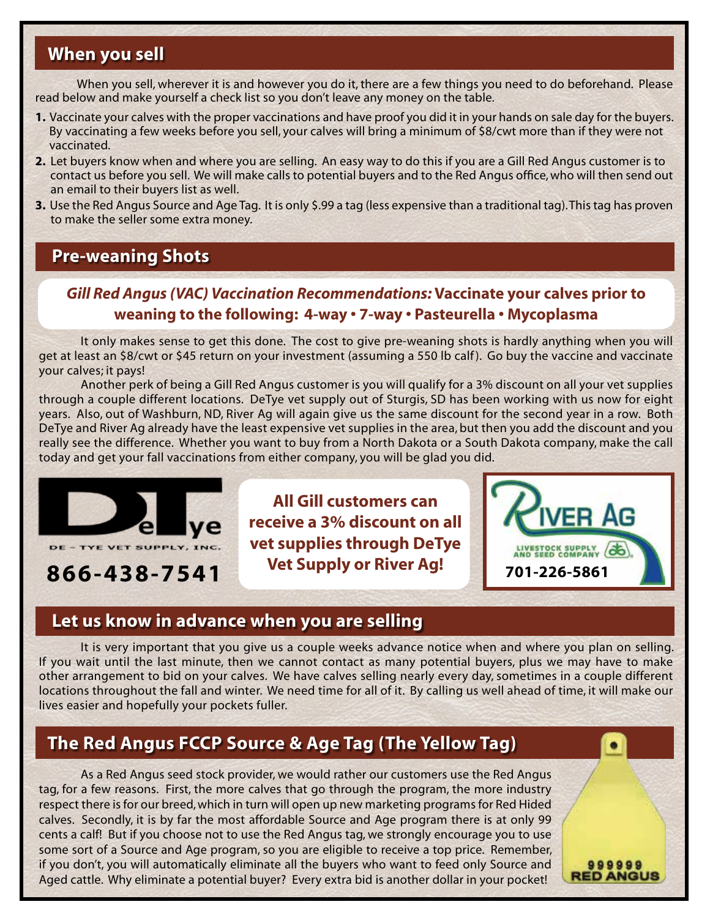## When you sell

When you sell, wherever it is and however you do it, there are a few things you need to do beforehand. Please read below and make yourself a check list so you don't leave any money on the table.

1. Vaccinate your calves with the proper vaccinations and have proof you did it in your hands on sale day for the buyers. By vaccinating a few weeks before you sell, your calves will bring a minimum of $8/cwt more than if they were not vaccinated.
2. Let buyers know when and where you are selling. An easy way to do this if you are a Gill Red Angus customer is to contact us before you sell. We will make calls to potential buyers and to the Red Angus office, who will then send out an email to their buyers list as well.
3. Use the Red Angus Source and Age Tag. It is only $.99 a tag (less expensive than a traditional tag). This tag has proven to make the seller some extra money.

## Pre-weaning Shots

***Gill Red Angus (VAC) Vaccination Recommendations:* Vaccinate your calves prior to weaning to the following: 4-way • 7-way • Pasteurella • Mycoplasma**

It only makes sense to get this done. The cost to give pre-weaning shots is hardly anything when you will get at least an $8/cwt or $45 return on your investment (assuming a 550 lb calf). Go buy the vaccine and vaccinate your calves; it pays!

Another perk of being a Gill Red Angus customer is you will qualify for a 3% discount on all your vet supplies through a couple different locations. DeTye vet supply out of Sturgis, SD has been working with us now for eight years. Also, out of Washburn, ND, River Ag will again give us the same discount for the second year in a row. Both DeTye and River Ag already have the least expensive vet supplies in the area, but then you add the discount and you really see the difference. Whether you want to buy from a North Dakota or a South Dakota company, make the call today and get your fall vaccinations from either company, you will be glad you did.

DeTye
DE - TYE VET SUPPLY, INC.
**866-438-7541**

**All Gill customers can receive a 3% discount on all vet supplies through DeTye Vet Supply or River Ag!**

River Ag
LIVESTOCK SUPPLY AND SEED COMPANY
**701-226-5861**

## Let us know in advance when you are selling

It is very important that you give us a couple weeks advance notice when and where you plan on selling. If you wait until the last minute, then we cannot contact as many potential buyers, plus we may have to make other arrangement to bid on your calves. We have calves selling nearly every day, sometimes in a couple different locations throughout the fall and winter. We need time for all of it. By calling us well ahead of time, it will make our lives easier and hopefully your pockets fuller.

## The Red Angus FCCP Source & Age Tag (The Yellow Tag)

As a Red Angus seed stock provider, we would rather our customers use the Red Angus tag, for a few reasons. First, the more calves that go through the program, the more industry respect there is for our breed, which in turn will open up new marketing programs for Red Hided calves. Secondly, it is by far the most affordable Source and Age program there is at only 99 cents a calf! But if you choose not to use the Red Angus tag, we strongly encourage you to use some sort of a Source and Age program, so you are eligible to receive a top price. Remember, if you don't, you will automatically eliminate all the buyers who want to feed only Source and Aged cattle. Why eliminate a potential buyer? Every extra bid is another dollar in your pocket!

999999
RED ANGUS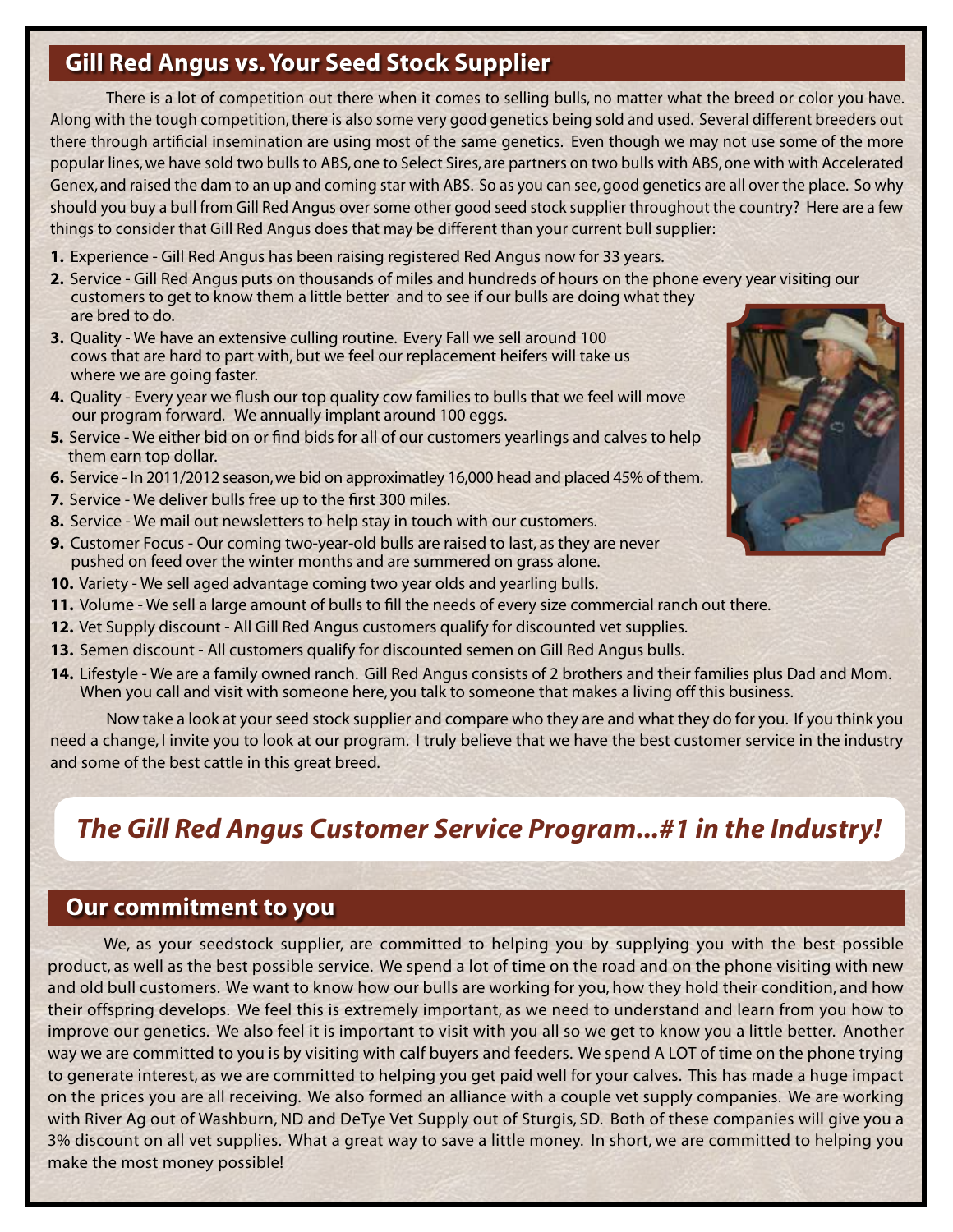## Gill Red Angus vs. Your Seed Stock Supplier

There is a lot of competition out there when it comes to selling bulls, no matter what the breed or color you have. Along with the tough competition, there is also some very good genetics being sold and used. Several different breeders out there through artificial insemination are using most of the same genetics. Even though we may not use some of the more popular lines, we have sold two bulls to ABS, one to Select Sires, are partners on two bulls with ABS, one with with Accelerated Genex, and raised the dam to an up and coming star with ABS. So as you can see, good genetics are all over the place. So why should you buy a bull from Gill Red Angus over some other good seed stock supplier throughout the country? Here are a few things to consider that Gill Red Angus does that may be different than your current bull supplier:

1. Experience - Gill Red Angus has been raising registered Red Angus now for 33 years.
2. Service - Gill Red Angus puts on thousands of miles and hundreds of hours on the phone every year visiting our customers to get to know them a little better and to see if our bulls are doing what they are bred to do.
3. Quality - We have an extensive culling routine. Every Fall we sell around 100 cows that are hard to part with, but we feel our replacement heifers will take us where we are going faster.
4. Quality - Every year we flush our top quality cow families to bulls that we feel will move our program forward. We annually implant around 100 eggs.
5. Service - We either bid on or find bids for all of our customers yearlings and calves to help them earn top dollar.
6. Service - In 2011/2012 season, we bid on approximatley 16,000 head and placed 45% of them.
7. Service - We deliver bulls free up to the first 300 miles.
8. Service - We mail out newsletters to help stay in touch with our customers.
9. Customer Focus - Our coming two-year-old bulls are raised to last, as they are never pushed on feed over the winter months and are summered on grass alone.
10. Variety - We sell aged advantage coming two year olds and yearling bulls.
11. Volume - We sell a large amount of bulls to fill the needs of every size commercial ranch out there.
12. Vet Supply discount - All Gill Red Angus customers qualify for discounted vet supplies.
13. Semen discount - All customers qualify for discounted semen on Gill Red Angus bulls.
14. Lifestyle - We are a family owned ranch. Gill Red Angus consists of 2 brothers and their families plus Dad and Mom. When you call and visit with someone here, you talk to someone that makes a living off this business.

Now take a look at your seed stock supplier and compare who they are and what they do for you. If you think you need a change, I invite you to look at our program. I truly believe that we have the best customer service in the industry and some of the best cattle in this great breed.

***The Gill Red Angus Customer Service Program...#1 in the Industry!***

## Our commitment to you

We, as your seedstock supplier, are committed to helping you by supplying you with the best possible product, as well as the best possible service. We spend a lot of time on the road and on the phone visiting with new and old bull customers. We want to know how our bulls are working for you, how they hold their condition, and how their offspring develops. We feel this is extremely important, as we need to understand and learn from you how to improve our genetics. We also feel it is important to visit with you all so we get to know you a little better. Another way we are committed to you is by visiting with calf buyers and feeders. We spend A LOT of time on the phone trying to generate interest, as we are committed to helping you get paid well for your calves. This has made a huge impact on the prices you are all receiving. We also formed an alliance with a couple vet supply companies. We are working with River Ag out of Washburn, ND and DeTye Vet Supply out of Sturgis, SD. Both of these companies will give you a 3% discount on all vet supplies. What a great way to save a little money. In short, we are committed to helping you make the most money possible!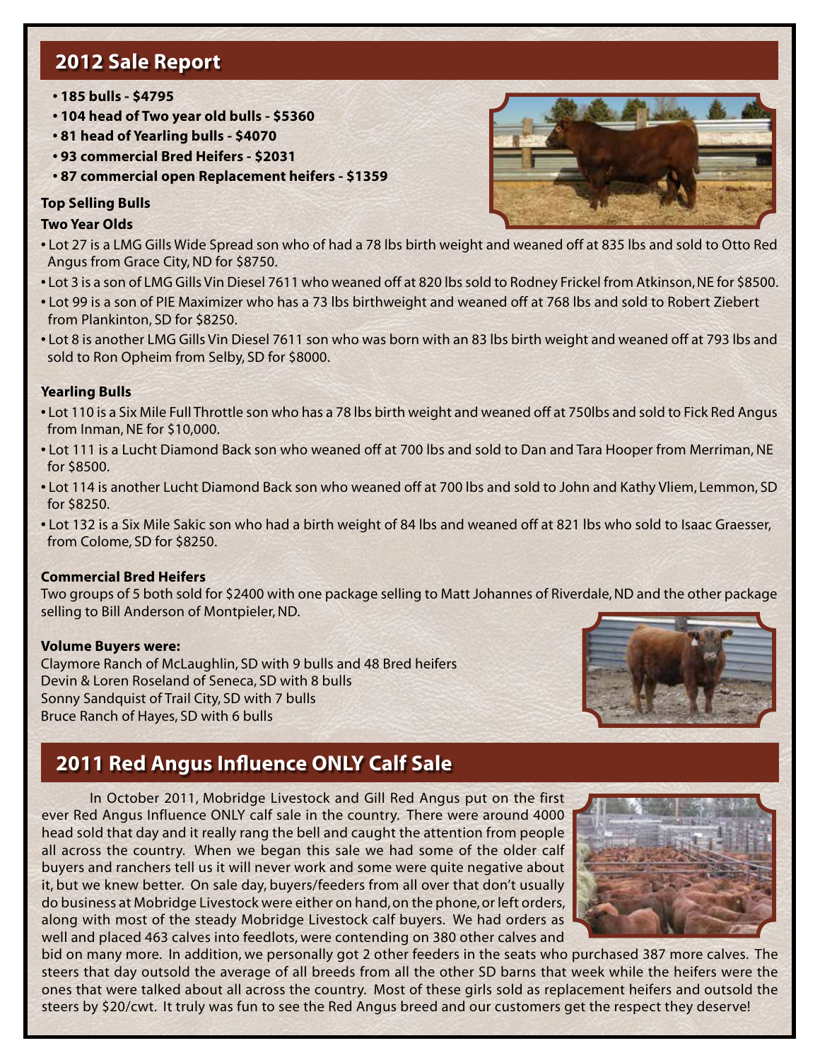## 2012 Sale Report

- **185 bulls - $4795**
- **104 head of Two year old bulls - $5360**
- **81 head of Yearling bulls - $4070**
- **93 commercial Bred Heifers - $2031**
- **87 commercial open Replacement heifers - $1359**

**Top Selling Bulls**

**Two Year Olds**

- Lot 27 is a LMG Gills Wide Spread son who of had a 78 lbs birth weight and weaned off at 835 lbs and sold to Otto Red Angus from Grace City, ND for $8750.
- Lot 3 is a son of LMG Gills Vin Diesel 7611 who weaned off at 820 lbs sold to Rodney Frickel from Atkinson, NE for $8500.
- Lot 99 is a son of PIE Maximizer who has a 73 lbs birthweight and weaned off at 768 lbs and sold to Robert Ziebert from Plankinton, SD for $8250.
- Lot 8 is another LMG Gills Vin Diesel 7611 son who was born with an 83 lbs birth weight and weaned off at 793 lbs and sold to Ron Opheim from Selby, SD for $8000.

**Yearling Bulls**

- Lot 110 is a Six Mile Full Throttle son who has a 78 lbs birth weight and weaned off at 750lbs and sold to Fick Red Angus from Inman, NE for $10,000.
- Lot 111 is a Lucht Diamond Back son who weaned off at 700 lbs and sold to Dan and Tara Hooper from Merriman, NE for $8500.
- Lot 114 is another Lucht Diamond Back son who weaned off at 700 lbs and sold to John and Kathy Vliem, Lemmon, SD for $8250.
- Lot 132 is a Six Mile Sakic son who had a birth weight of 84 lbs and weaned off at 821 lbs who sold to Isaac Graesser, from Colome, SD for $8250.

**Commercial Bred Heifers**

Two groups of 5 both sold for $2400 with one package selling to Matt Johannes of Riverdale, ND and the other package selling to Bill Anderson of Montpieler, ND.

**Volume Buyers were:**

Claymore Ranch of McLaughlin, SD with 9 bulls and 48 Bred heifers
Devin & Loren Roseland of Seneca, SD with 8 bulls
Sonny Sandquist of Trail City, SD with 7 bulls
Bruce Ranch of Hayes, SD with 6 bulls

## 2011 Red Angus Influence ONLY Calf Sale

In October 2011, Mobridge Livestock and Gill Red Angus put on the first ever Red Angus Influence ONLY calf sale in the country. There were around 4000 head sold that day and it really rang the bell and caught the attention from people all across the country. When we began this sale we had some of the older calf buyers and ranchers tell us it will never work and some were quite negative about it, but we knew better. On sale day, buyers/feeders from all over that don't usually do business at Mobridge Livestock were either on hand, on the phone, or left orders, along with most of the steady Mobridge Livestock calf buyers. We had orders as well and placed 463 calves into feedlots, were contending on 380 other calves and bid on many more. In addition, we personally got 2 other feeders in the seats who purchased 387 more calves. The steers that day outsold the average of all breeds from all the other SD barns that week while the heifers were the ones that were talked about all across the country. Most of these girls sold as replacement heifers and outsold the steers by $20/cwt. It truly was fun to see the Red Angus breed and our customers get the respect they deserve!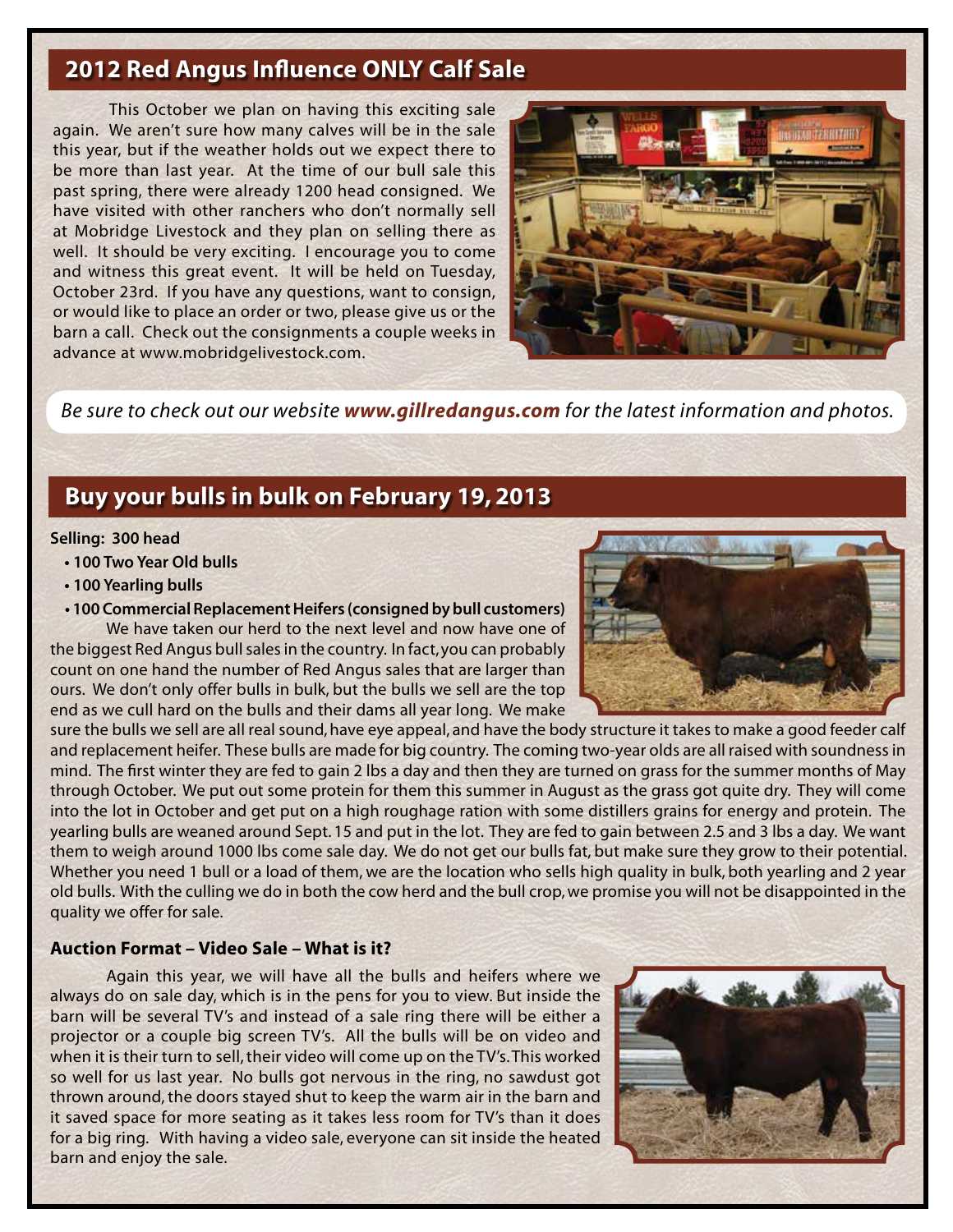## 2012 Red Angus Influence ONLY Calf Sale

This October we plan on having this exciting sale again. We aren't sure how many calves will be in the sale this year, but if the weather holds out we expect there to be more than last year. At the time of our bull sale this past spring, there were already 1200 head consigned. We have visited with other ranchers who don't normally sell at Mobridge Livestock and they plan on selling there as well. It should be very exciting. I encourage you to come and witness this great event. It will be held on Tuesday, October 23rd. If you have any questions, want to consign, or would like to place an order or two, please give us or the barn a call. Check out the consignments a couple weeks in advance at www.mobridgelivestock.com.

*Be sure to check out our website **www.gillredangus.com** for the latest information and photos.*

## Buy your bulls in bulk on February 19, 2013

**Selling: 300 head**

- **100 Two Year Old bulls**
- **100 Yearling bulls**
- **100 Commercial Replacement Heifers (consigned by bull customers)**

We have taken our herd to the next level and now have one of the biggest Red Angus bull sales in the country. In fact, you can probably count on one hand the number of Red Angus sales that are larger than ours. We don't only offer bulls in bulk, but the bulls we sell are the top end as we cull hard on the bulls and their dams all year long. We make sure the bulls we sell are all real sound, have eye appeal, and have the body structure it takes to make a good feeder calf and replacement heifer. These bulls are made for big country. The coming two-year olds are all raised with soundness in mind. The first winter they are fed to gain 2 lbs a day and then they are turned on grass for the summer months of May through October. We put out some protein for them this summer in August as the grass got quite dry. They will come into the lot in October and get put on a high roughage ration with some distillers grains for energy and protein. The yearling bulls are weaned around Sept. 15 and put in the lot. They are fed to gain between 2.5 and 3 lbs a day. We want them to weigh around 1000 lbs come sale day. We do not get our bulls fat, but make sure they grow to their potential. Whether you need 1 bull or a load of them, we are the location who sells high quality in bulk, both yearling and 2 year old bulls. With the culling we do in both the cow herd and the bull crop, we promise you will not be disappointed in the quality we offer for sale.

### Auction Format – Video Sale – What is it?

Again this year, we will have all the bulls and heifers where we always do on sale day, which is in the pens for you to view. But inside the barn will be several TV's and instead of a sale ring there will be either a projector or a couple big screen TV's. All the bulls will be on video and when it is their turn to sell, their video will come up on the TV's. This worked so well for us last year. No bulls got nervous in the ring, no sawdust got thrown around, the doors stayed shut to keep the warm air in the barn and it saved space for more seating as it takes less room for TV's than it does for a big ring. With having a video sale, everyone can sit inside the heated barn and enjoy the sale.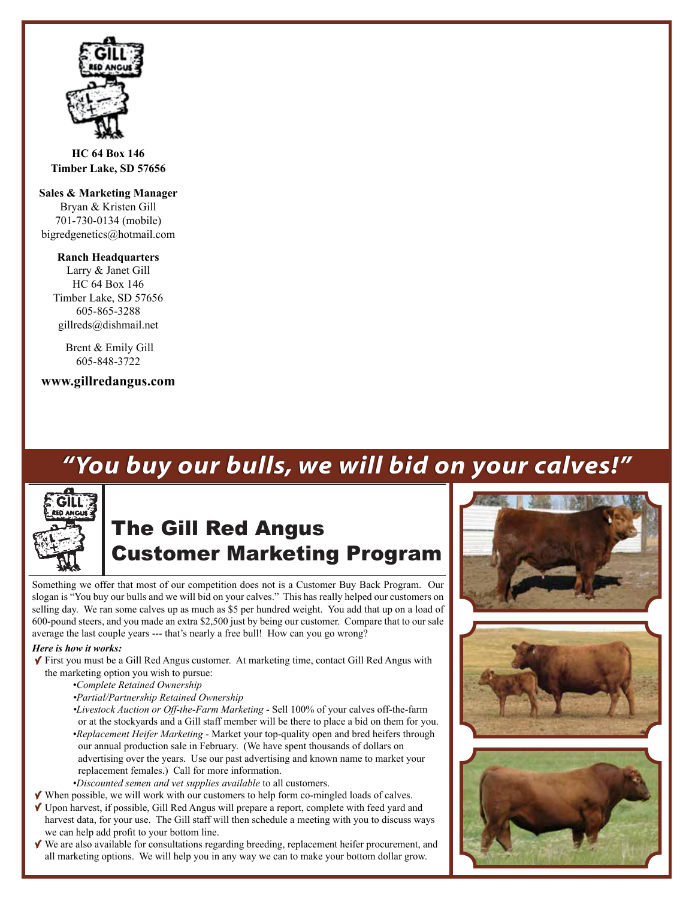HC 64 Box 146
Timber Lake, SD 57656

**Sales & Marketing Manager**
Bryan & Kristen Gill
701-730-0134 (mobile)
bigredgenetics@hotmail.com

**Ranch Headquarters**
Larry & Janet Gill
HC 64 Box 146
Timber Lake, SD 57656
605-865-3288
gillreds@dishmail.net

Brent & Emily Gill
605-848-3722

**www.gillredangus.com**

## *"You buy our bulls, we will bid on your calves!"*

# The Gill Red Angus Customer Marketing Program

Something we offer that most of our competition does not is a Customer Buy Back Program. Our slogan is "You buy our bulls and we will bid on your calves." This has really helped our customers on selling day. We ran some calves up as much as $5 per hundred weight. You add that up on a load of 600-pound steers, and you made an extra $2,500 just by being our customer. Compare that to our sale average the last couple years --- that's nearly a free bull! How can you go wrong?

***Here is how it works:***

- First you must be a Gill Red Angus customer. At marketing time, contact Gill Red Angus with the marketing option you wish to pursue:
  - *Complete Retained Ownership*
  - *Partial/Partnership Retained Ownership*
  - *Livestock Auction or Off-the-Farm Marketing* - Sell 100% of your calves off-the-farm or at the stockyards and a Gill staff member will be there to place a bid on them for you.
  - *Replacement Heifer Marketing* - Market your top-quality open and bred heifers through our annual production sale in February. (We have spent thousands of dollars on advertising over the years. Use our past advertising and known name to market your replacement females.) Call for more information.
  - *Discounted semen and vet supplies available* to all customers.
- When possible, we will work with our customers to help form co-mingled loads of calves.
- Upon harvest, if possible, Gill Red Angus will prepare a report, complete with feed yard and harvest data, for your use. The Gill staff will then schedule a meeting with you to discuss ways we can help add profit to your bottom line.
- We are also available for consultations regarding breeding, replacement heifer procurement, and all marketing options. We will help you in any way we can to make your bottom dollar grow.